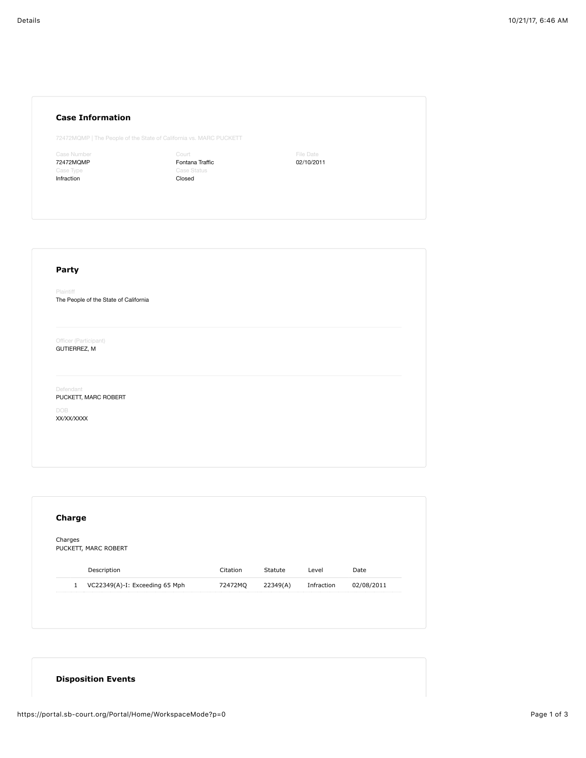## Case Information

72472MQMP | The People of the State of California vs. MARC PUCKETT

| Case Number | Court | File Date |
|---|---|---|
| 72472MQMP | Fontana Traffic | 02/10/2011 |

| Case Type | Case Status |
|---|---|
| Infraction | Closed |

## Party

Plaintiff
The People of the State of California

Officer (Participant)
GUTIERREZ, M

Defendant
PUCKETT, MARC ROBERT

DOB
XX/XX/XXXX

## Charge

Charges
PUCKETT, MARC ROBERT

| | Description | Citation | Statute | Level | Date |
|---|---|---|---|---|---|
| 1 | VC22349(A)-I: Exceeding 65 Mph | 72472MQ | 22349(A) | Infraction | 02/08/2011 |

## Disposition Events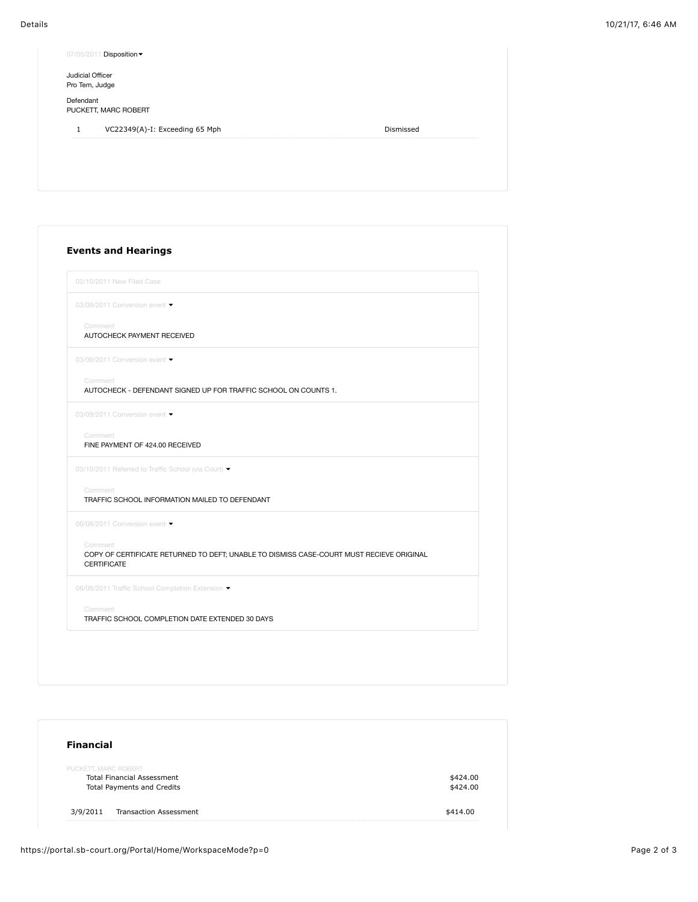07/05/2011 Disposition

Judicial Officer
Pro Tem, Judge

Defendant
PUCKETT, MARC ROBERT

| 1 | VC22349(A)-I: Exceeding 65 Mph | Dismissed |
|---|---|---|

## Events and Hearings

02/10/2011 New Filed Case

03/09/2011 Conversion event

Comment
AUTOCHECK PAYMENT RECEIVED

03/09/2011 Conversion event

Comment
AUTOCHECK - DEFENDANT SIGNED UP FOR TRAFFIC SCHOOL ON COUNTS 1.

03/09/2011 Conversion event

Comment
FINE PAYMENT OF 424.00 RECEIVED

03/10/2011 Referred to Traffic School (via Court)

Comment
TRAFFIC SCHOOL INFORMATION MAILED TO DEFENDANT

06/08/2011 Conversion event

Comment
COPY OF CERTIFICATE RETURNED TO DEFT; UNABLE TO DISMISS CASE-COURT MUST RECIEVE ORIGINAL CERTIFICATE

06/08/2011 Traffic School Completion Extension

Comment
TRAFFIC SCHOOL COMPLETION DATE EXTENDED 30 DAYS

## Financial

PUCKETT, MARC ROBERT

| | | |
|---|---|---|
| | Total Financial Assessment | $424.00 |
| | Total Payments and Credits | $424.00 |
| 3/9/2011 | Transaction Assessment | $414.00 |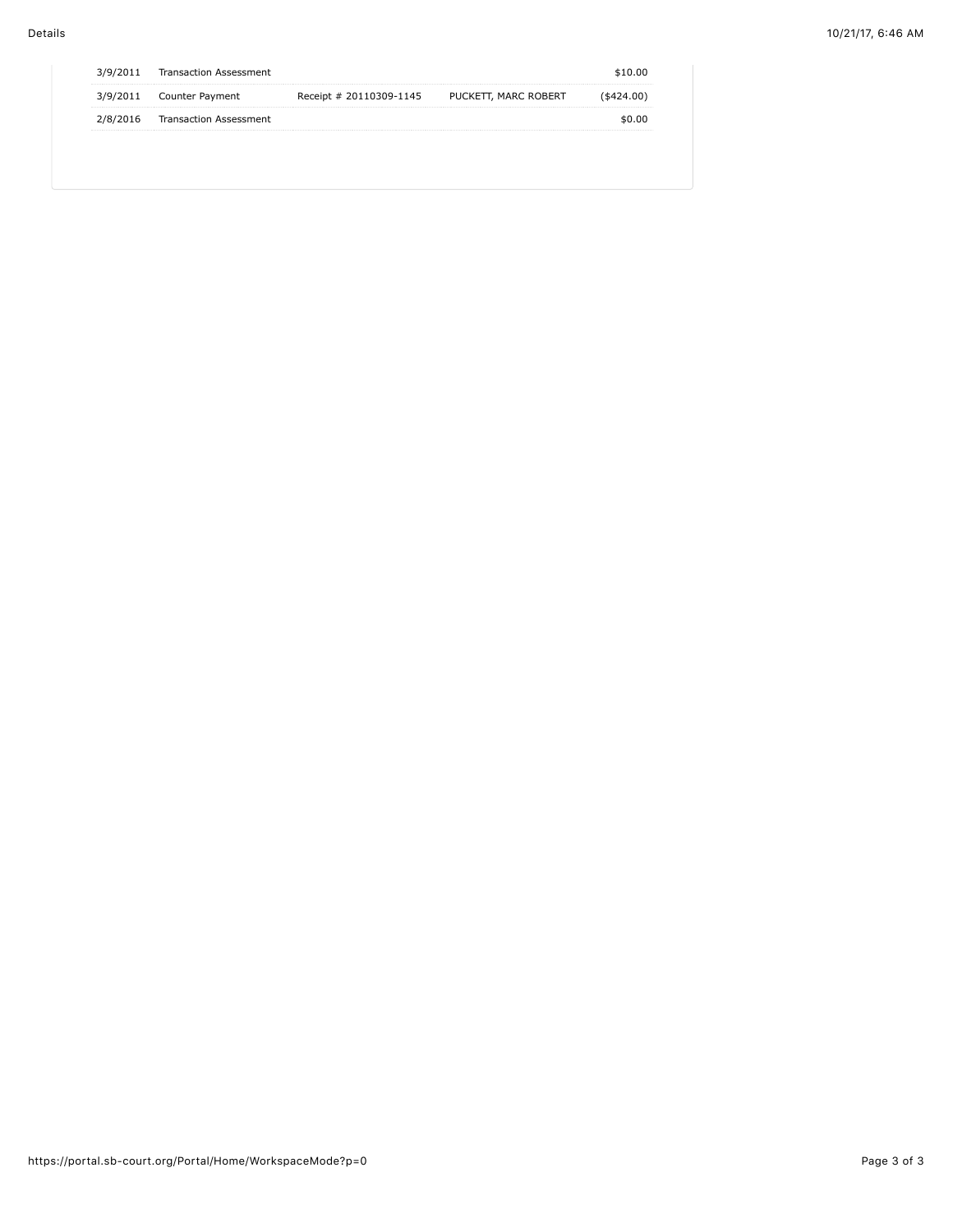| | | | | |
|---|---|---|---|---|
| 3/9/2011 | Transaction Assessment | | | $10.00 |
| 3/9/2011 | Counter Payment | Receipt # 20110309-1145 | PUCKETT, MARC ROBERT | ($424.00) |
| 2/8/2016 | Transaction Assessment | | | $0.00 |